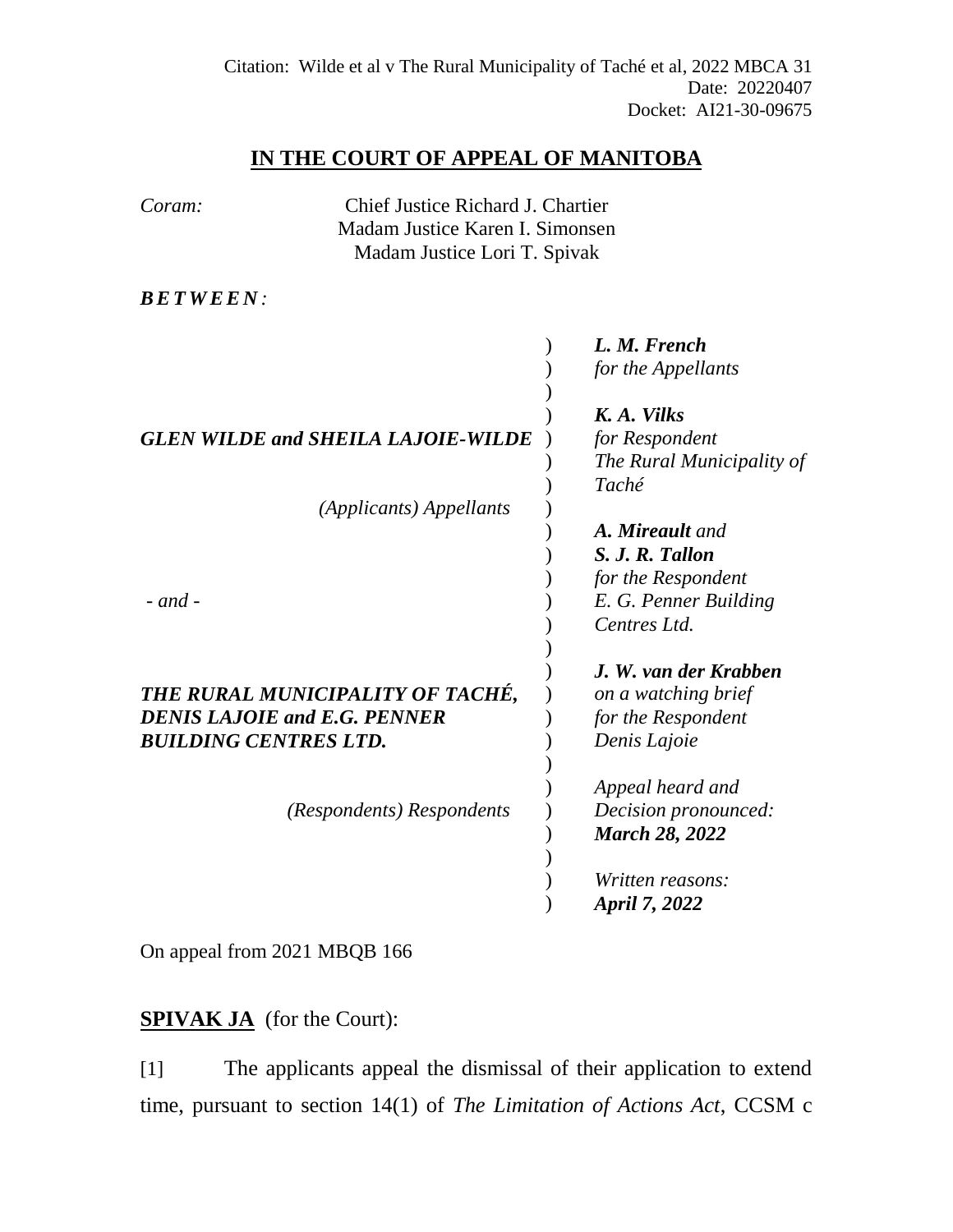Citation: Wilde et al v The Rural Municipality of Taché et al, 2022 MBCA 31
Date: 20220407
Docket: AI21-30-09675

# IN THE COURT OF APPEAL OF MANITOBA

*Coram:* Chief Justice Richard J. Chartier
Madam Justice Karen I. Simonsen
Madam Justice Lori T. Spivak

***BETWEEN:***

| | |
|---|---|
| ***GLEN WILDE and SHEILA LAJOIE-WILDE*** | ***L. M. French*** *for the Appellants* |
| *(Applicants) Appellants* | ***K. A. Vilks*** *for Respondent The Rural Municipality of Taché* |
| *- and -* | ***A. Mireault*** *and* ***S. J. R. Tallon*** *for the Respondent E. G. Penner Building Centres Ltd.* |
| ***THE RURAL MUNICIPALITY OF TACHÉ, DENIS LAJOIE and E.G. PENNER BUILDING CENTRES LTD.*** | ***J. W. van der Krabben*** *on a watching brief for the Respondent Denis Lajoie* |
| *(Respondents) Respondents* | *Appeal heard and Decision pronounced:* ***March 28, 2022*** |
| | *Written reasons:* ***April 7, 2022*** |

On appeal from 2021 MBQB 166

**SPIVAK JA** (for the Court):

[1] The applicants appeal the dismissal of their application to extend time, pursuant to section 14(1) of *The Limitation of Actions Act*, CCSM c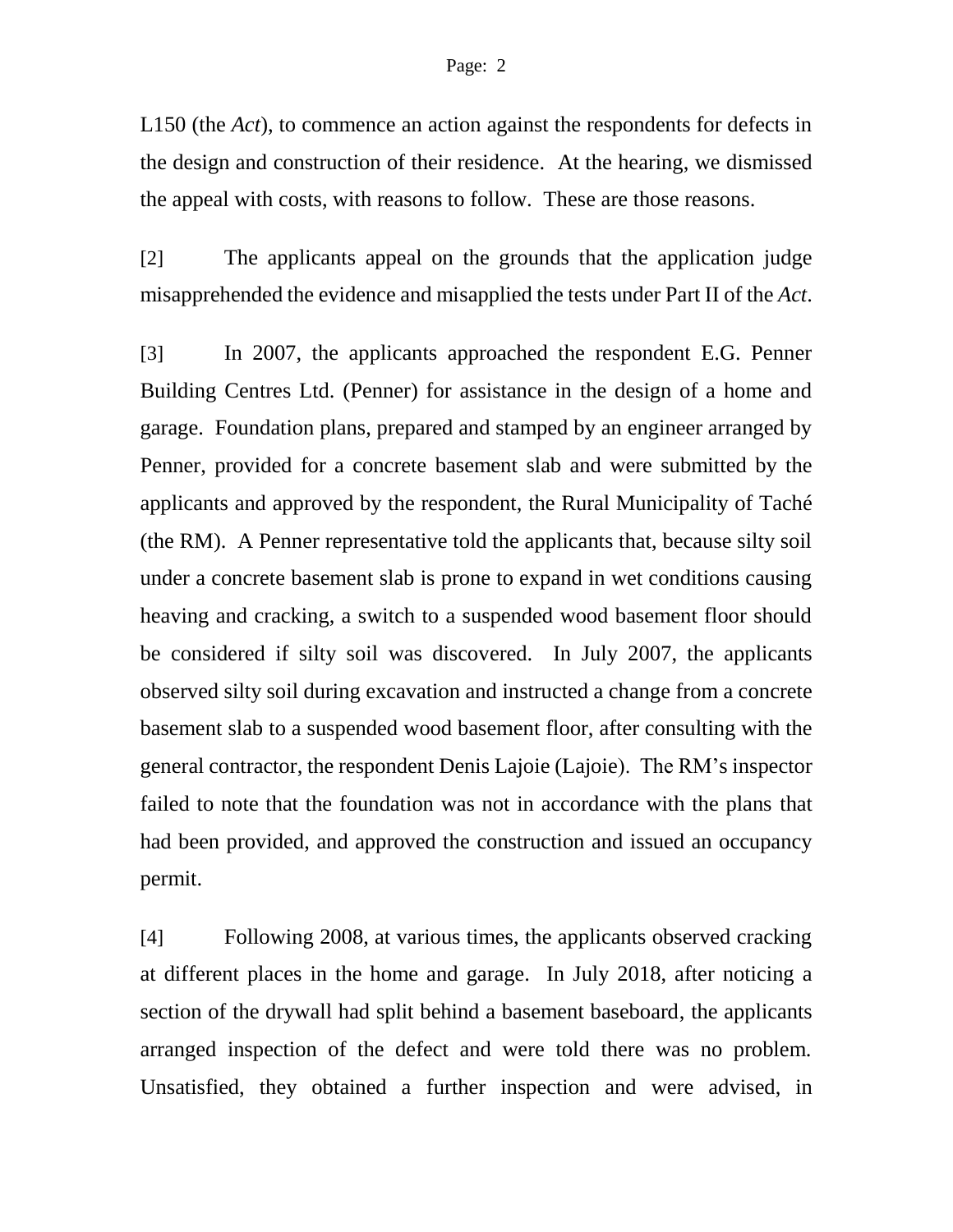L150 (the *Act*), to commence an action against the respondents for defects in the design and construction of their residence. At the hearing, we dismissed the appeal with costs, with reasons to follow. These are those reasons.

[2] The applicants appeal on the grounds that the application judge misapprehended the evidence and misapplied the tests under Part II of the *Act*.

[3] In 2007, the applicants approached the respondent E.G. Penner Building Centres Ltd. (Penner) for assistance in the design of a home and garage. Foundation plans, prepared and stamped by an engineer arranged by Penner, provided for a concrete basement slab and were submitted by the applicants and approved by the respondent, the Rural Municipality of Taché (the RM). A Penner representative told the applicants that, because silty soil under a concrete basement slab is prone to expand in wet conditions causing heaving and cracking, a switch to a suspended wood basement floor should be considered if silty soil was discovered. In July 2007, the applicants observed silty soil during excavation and instructed a change from a concrete basement slab to a suspended wood basement floor, after consulting with the general contractor, the respondent Denis Lajoie (Lajoie). The RM's inspector failed to note that the foundation was not in accordance with the plans that had been provided, and approved the construction and issued an occupancy permit.

[4] Following 2008, at various times, the applicants observed cracking at different places in the home and garage. In July 2018, after noticing a section of the drywall had split behind a basement baseboard, the applicants arranged inspection of the defect and were told there was no problem. Unsatisfied, they obtained a further inspection and were advised, in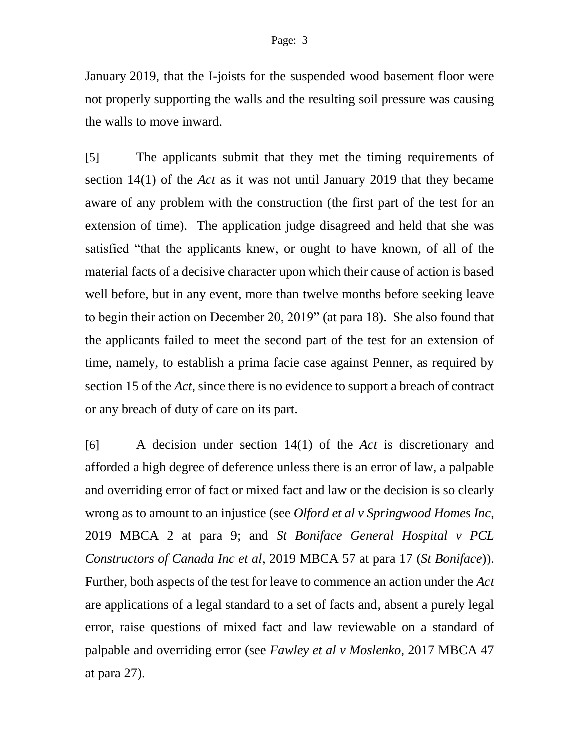January 2019, that the I-joists for the suspended wood basement floor were not properly supporting the walls and the resulting soil pressure was causing the walls to move inward.

[5] The applicants submit that they met the timing requirements of section 14(1) of the *Act* as it was not until January 2019 that they became aware of any problem with the construction (the first part of the test for an extension of time). The application judge disagreed and held that she was satisfied "that the applicants knew, or ought to have known, of all of the material facts of a decisive character upon which their cause of action is based well before, but in any event, more than twelve months before seeking leave to begin their action on December 20, 2019" (at para 18). She also found that the applicants failed to meet the second part of the test for an extension of time, namely, to establish a prima facie case against Penner, as required by section 15 of the *Act*, since there is no evidence to support a breach of contract or any breach of duty of care on its part.

[6] A decision under section 14(1) of the *Act* is discretionary and afforded a high degree of deference unless there is an error of law, a palpable and overriding error of fact or mixed fact and law or the decision is so clearly wrong as to amount to an injustice (see *Olford et al v Springwood Homes Inc*, 2019 MBCA 2 at para 9; and *St Boniface General Hospital v PCL Constructors of Canada Inc et al*, 2019 MBCA 57 at para 17 (*St Boniface*)). Further, both aspects of the test for leave to commence an action under the *Act* are applications of a legal standard to a set of facts and, absent a purely legal error, raise questions of mixed fact and law reviewable on a standard of palpable and overriding error (see *Fawley et al v Moslenko*, 2017 MBCA 47 at para 27).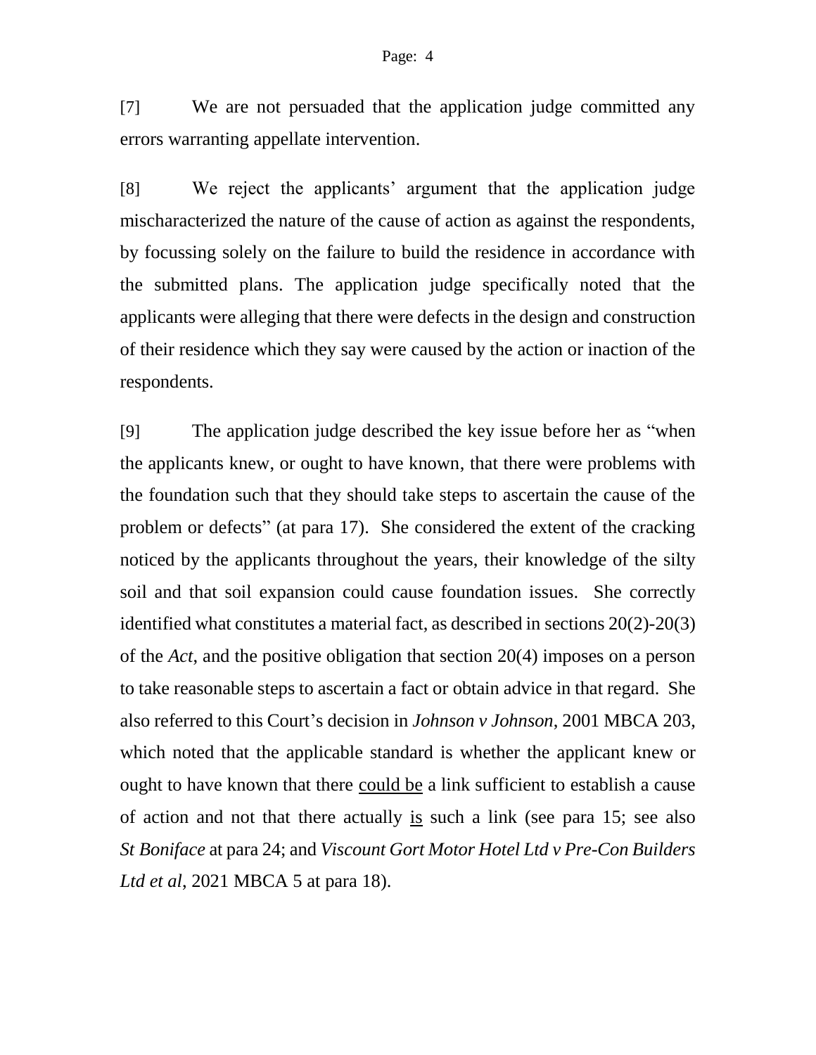[7] We are not persuaded that the application judge committed any errors warranting appellate intervention.

[8] We reject the applicants' argument that the application judge mischaracterized the nature of the cause of action as against the respondents, by focussing solely on the failure to build the residence in accordance with the submitted plans. The application judge specifically noted that the applicants were alleging that there were defects in the design and construction of their residence which they say were caused by the action or inaction of the respondents.

[9] The application judge described the key issue before her as "when the applicants knew, or ought to have known, that there were problems with the foundation such that they should take steps to ascertain the cause of the problem or defects" (at para 17). She considered the extent of the cracking noticed by the applicants throughout the years, their knowledge of the silty soil and that soil expansion could cause foundation issues. She correctly identified what constitutes a material fact, as described in sections 20(2)-20(3) of the *Act*, and the positive obligation that section 20(4) imposes on a person to take reasonable steps to ascertain a fact or obtain advice in that regard. She also referred to this Court's decision in *Johnson v Johnson*, 2001 MBCA 203, which noted that the applicable standard is whether the applicant knew or ought to have known that there could be a link sufficient to establish a cause of action and not that there actually is such a link (see para 15; see also *St Boniface* at para 24; and *Viscount Gort Motor Hotel Ltd v Pre-Con Builders Ltd et al*, 2021 MBCA 5 at para 18).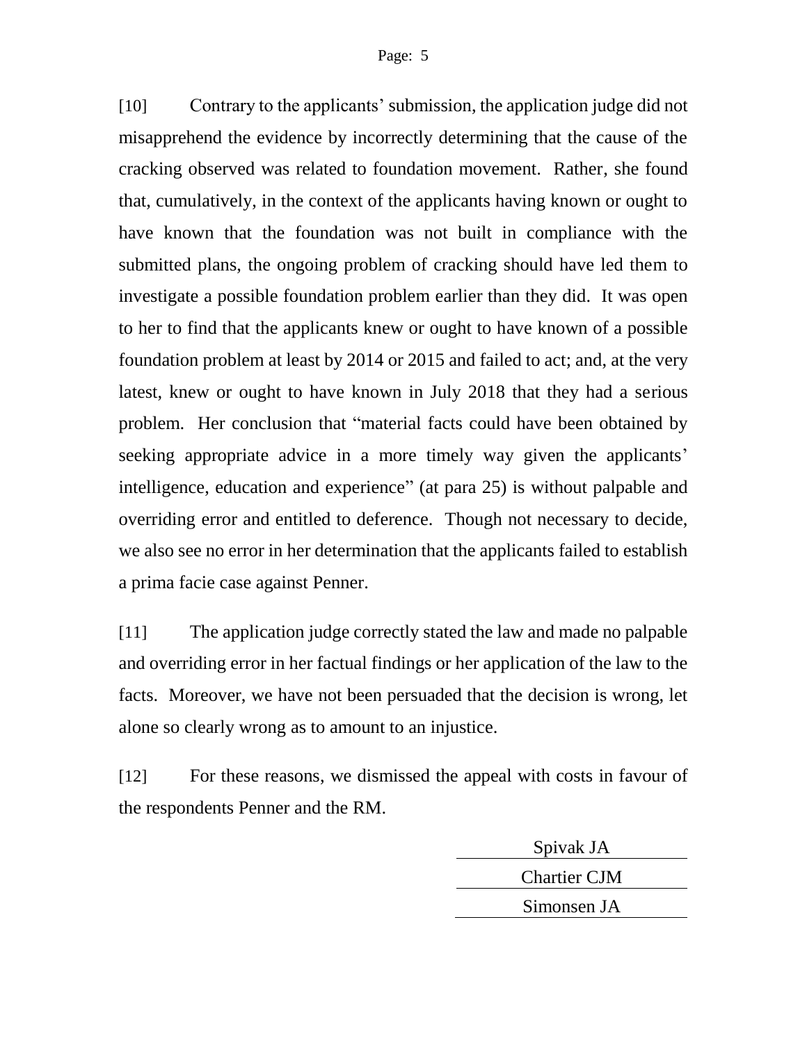[10] Contrary to the applicants' submission, the application judge did not misapprehend the evidence by incorrectly determining that the cause of the cracking observed was related to foundation movement. Rather, she found that, cumulatively, in the context of the applicants having known or ought to have known that the foundation was not built in compliance with the submitted plans, the ongoing problem of cracking should have led them to investigate a possible foundation problem earlier than they did. It was open to her to find that the applicants knew or ought to have known of a possible foundation problem at least by 2014 or 2015 and failed to act; and, at the very latest, knew or ought to have known in July 2018 that they had a serious problem. Her conclusion that "material facts could have been obtained by seeking appropriate advice in a more timely way given the applicants' intelligence, education and experience" (at para 25) is without palpable and overriding error and entitled to deference. Though not necessary to decide, we also see no error in her determination that the applicants failed to establish a prima facie case against Penner.

[11] The application judge correctly stated the law and made no palpable and overriding error in her factual findings or her application of the law to the facts. Moreover, we have not been persuaded that the decision is wrong, let alone so clearly wrong as to amount to an injustice.

[12] For these reasons, we dismissed the appeal with costs in favour of the respondents Penner and the RM.

Spivak JA

Chartier CJM

Simonsen JA